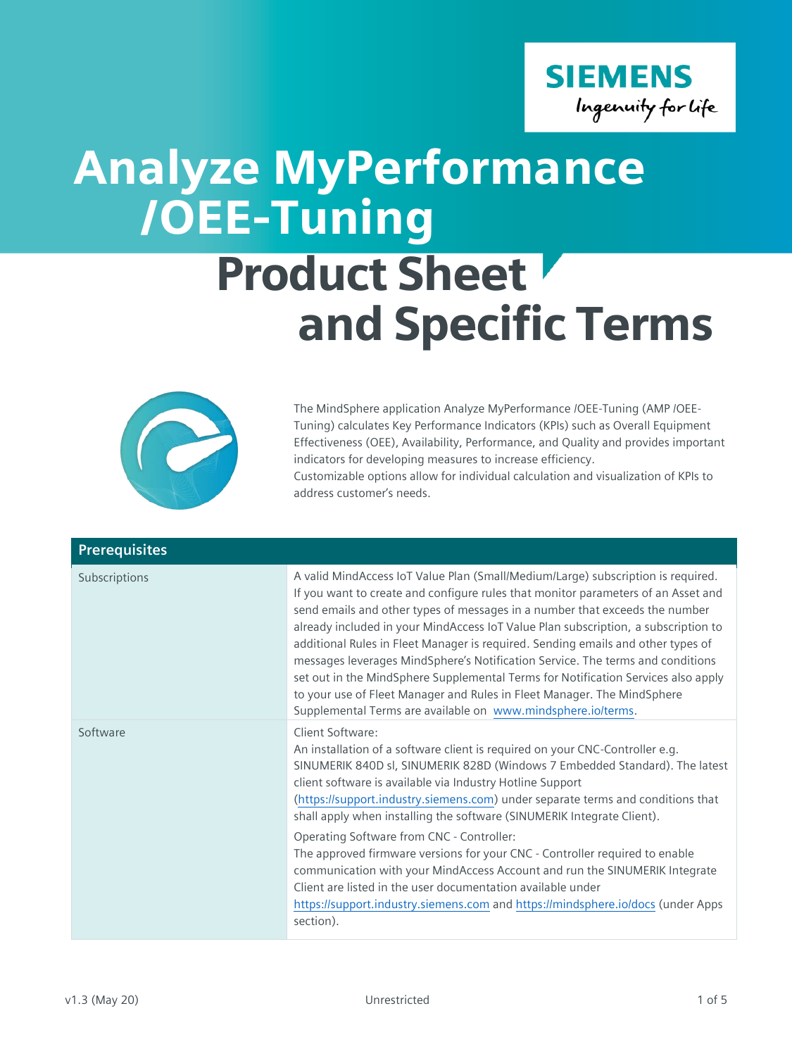# Analyze MyPerformance /OEE-Tuning

## Product Sheet and Specific Terms

The MindSphere application Analyze MyPerformance /OEE-Tuning (AMP /OEE-Tuning) calculates Key Performance Indicators (KPIs) such as Overall Equipment Effectiveness (OEE), Availability, Performance, and Quality and provides important indicators for developing measures to increase efficiency.
Customizable options allow for individual calculation and visualization of KPIs to address customer's needs.

| Prerequisites | |
|---|---|
| Subscriptions | A valid MindAccess IoT Value Plan (Small/Medium/Large) subscription is required. If you want to create and configure rules that monitor parameters of an Asset and send emails and other types of messages in a number that exceeds the number already included in your MindAccess IoT Value Plan subscription, a subscription to additional Rules in Fleet Manager is required. Sending emails and other types of messages leverages MindSphere's Notification Service. The terms and conditions set out in the MindSphere Supplemental Terms for Notification Services also apply to your use of Fleet Manager and Rules in Fleet Manager. The MindSphere Supplemental Terms are available on www.mindsphere.io/terms. |
| Software | Client Software:<br>An installation of a software client is required on your CNC-Controller e.g. SINUMERIK 840D sl, SINUMERIK 828D (Windows 7 Embedded Standard). The latest client software is available via Industry Hotline Support (https://support.industry.siemens.com) under separate terms and conditions that shall apply when installing the software (SINUMERIK Integrate Client).<br>Operating Software from CNC - Controller:<br>The approved firmware versions for your CNC - Controller required to enable communication with your MindAccess Account and run the SINUMERIK Integrate Client are listed in the user documentation available under https://support.industry.siemens.com and https://mindsphere.io/docs (under Apps section). |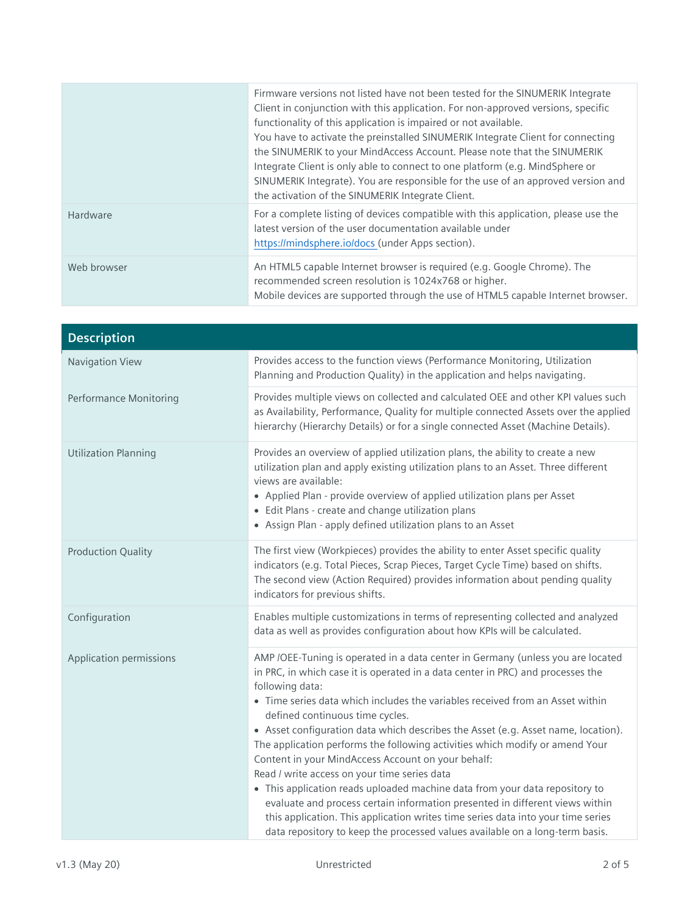| | |
|---|---|
| | Firmware versions not listed have not been tested for the SINUMERIK Integrate Client in conjunction with this application. For non-approved versions, specific functionality of this application is impaired or not available.<br>You have to activate the preinstalled SINUMERIK Integrate Client for connecting the SINUMERIK to your MindAccess Account. Please note that the SINUMERIK Integrate Client is only able to connect to one platform (e.g. MindSphere or SINUMERIK Integrate). You are responsible for the use of an approved version and the activation of the SINUMERIK Integrate Client. |
| Hardware | For a complete listing of devices compatible with this application, please use the latest version of the user documentation available under https://mindsphere.io/docs (under Apps section). |
| Web browser | An HTML5 capable Internet browser is required (e.g. Google Chrome). The recommended screen resolution is 1024x768 or higher.<br>Mobile devices are supported through the use of HTML5 capable Internet browser. |

| Description | |
|---|---|
| Navigation View | Provides access to the function views (Performance Monitoring, Utilization Planning and Production Quality) in the application and helps navigating. |
| Performance Monitoring | Provides multiple views on collected and calculated OEE and other KPI values such as Availability, Performance, Quality for multiple connected Assets over the applied hierarchy (Hierarchy Details) or for a single connected Asset (Machine Details). |
| Utilization Planning | Provides an overview of applied utilization plans, the ability to create a new utilization plan and apply existing utilization plans to an Asset. Three different views are available:<br>• Applied Plan - provide overview of applied utilization plans per Asset<br>• Edit Plans - create and change utilization plans<br>• Assign Plan - apply defined utilization plans to an Asset |
| Production Quality | The first view (Workpieces) provides the ability to enter Asset specific quality indicators (e.g. Total Pieces, Scrap Pieces, Target Cycle Time) based on shifts. The second view (Action Required) provides information about pending quality indicators for previous shifts. |
| Configuration | Enables multiple customizations in terms of representing collected and analyzed data as well as provides configuration about how KPIs will be calculated. |
| Application permissions | AMP /OEE-Tuning is operated in a data center in Germany (unless you are located in PRC, in which case it is operated in a data center in PRC) and processes the following data:<br>• Time series data which includes the variables received from an Asset within defined continuous time cycles.<br>• Asset configuration data which describes the Asset (e.g. Asset name, location).<br>The application performs the following activities which modify or amend Your Content in your MindAccess Account on your behalf:<br>Read / write access on your time series data<br>• This application reads uploaded machine data from your data repository to evaluate and process certain information presented in different views within this application. This application writes time series data into your time series data repository to keep the processed values available on a long-term basis. |

v1.3 (May 20) Unrestricted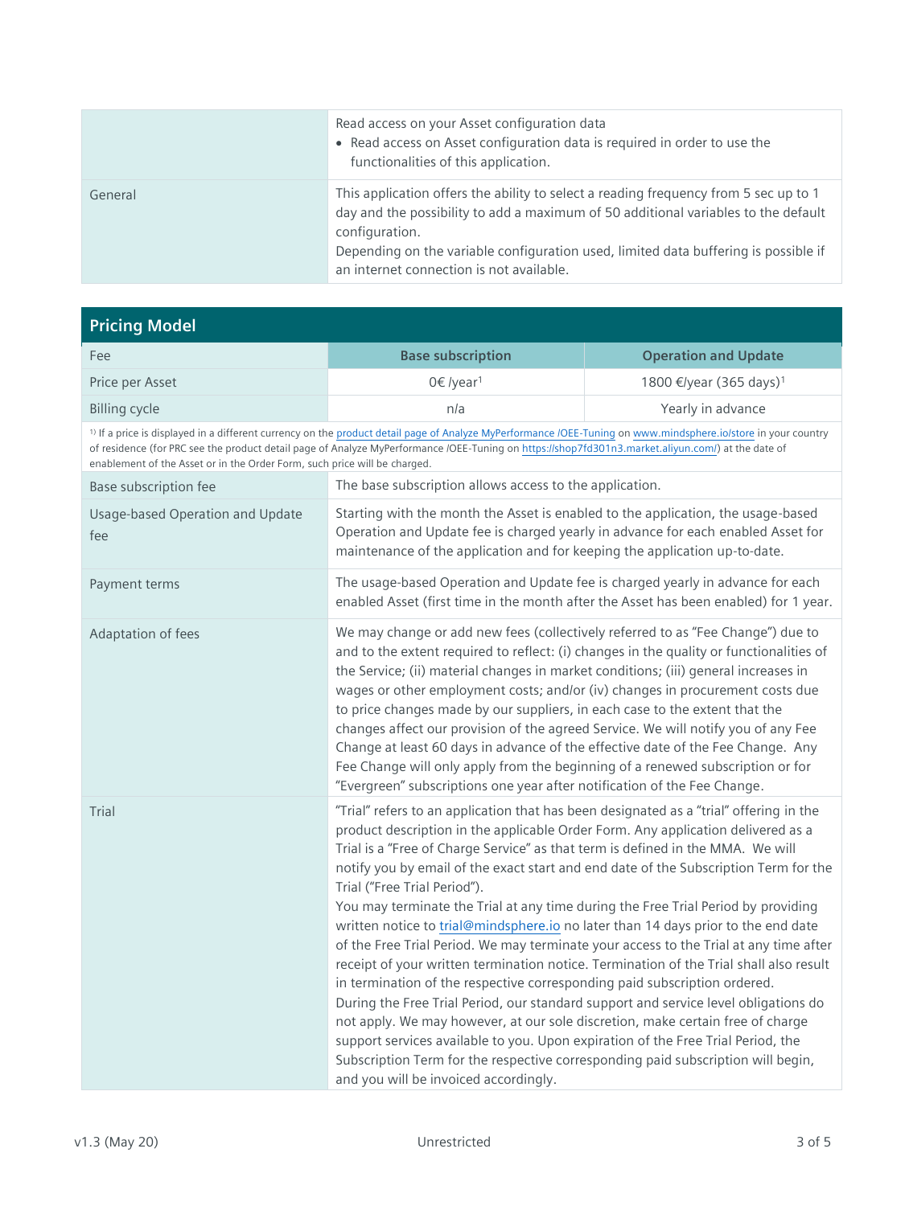| | |
|---|---|
| | Read access on your Asset configuration data<br>• Read access on Asset configuration data is required in order to use the functionalities of this application. |
| General | This application offers the ability to select a reading frequency from 5 sec up to 1 day and the possibility to add a maximum of 50 additional variables to the default configuration.<br>Depending on the variable configuration used, limited data buffering is possible if an internet connection is not available. |

## Pricing Model

| Fee | Base subscription | Operation and Update |
|---|---|---|
| Price per Asset | 0€ /year[1] | 1800 €/year (365 days)[1] |
| Billing cycle | n/a | Yearly in advance |

[1] If a price is displayed in a different currency on the product detail page of Analyze MyPerformance /OEE-Tuning on www.mindsphere.io/store in your country of residence (for PRC see the product detail page of Analyze MyPerformance /OEE-Tuning on https://shop7fd301n3.market.aliyun.com/) at the date of enablement of the Asset or in the Order Form, such price will be charged.

| | |
|---|---|
| Base subscription fee | The base subscription allows access to the application. |
| Usage-based Operation and Update fee | Starting with the month the Asset is enabled to the application, the usage-based Operation and Update fee is charged yearly in advance for each enabled Asset for maintenance of the application and for keeping the application up-to-date. |
| Payment terms | The usage-based Operation and Update fee is charged yearly in advance for each enabled Asset (first time in the month after the Asset has been enabled) for 1 year. |
| Adaptation of fees | We may change or add new fees (collectively referred to as "Fee Change") due to and to the extent required to reflect: (i) changes in the quality or functionalities of the Service; (ii) material changes in market conditions; (iii) general increases in wages or other employment costs; and/or (iv) changes in procurement costs due to price changes made by our suppliers, in each case to the extent that the changes affect our provision of the agreed Service. We will notify you of any Fee Change at least 60 days in advance of the effective date of the Fee Change. Any Fee Change will only apply from the beginning of a renewed subscription or for "Evergreen" subscriptions one year after notification of the Fee Change. |
| Trial | "Trial" refers to an application that has been designated as a "trial" offering in the product description in the applicable Order Form. Any application delivered as a Trial is a "Free of Charge Service" as that term is defined in the MMA. We will notify you by email of the exact start and end date of the Subscription Term for the Trial ("Free Trial Period").<br>You may terminate the Trial at any time during the Free Trial Period by providing written notice to trial@mindsphere.io no later than 14 days prior to the end date of the Free Trial Period. We may terminate your access to the Trial at any time after receipt of your written termination notice. Termination of the Trial shall also result in termination of the respective corresponding paid subscription ordered.<br>During the Free Trial Period, our standard support and service level obligations do not apply. We may however, at our sole discretion, make certain free of charge support services available to you. Upon expiration of the Free Trial Period, the Subscription Term for the respective corresponding paid subscription will begin, and you will be invoiced accordingly. |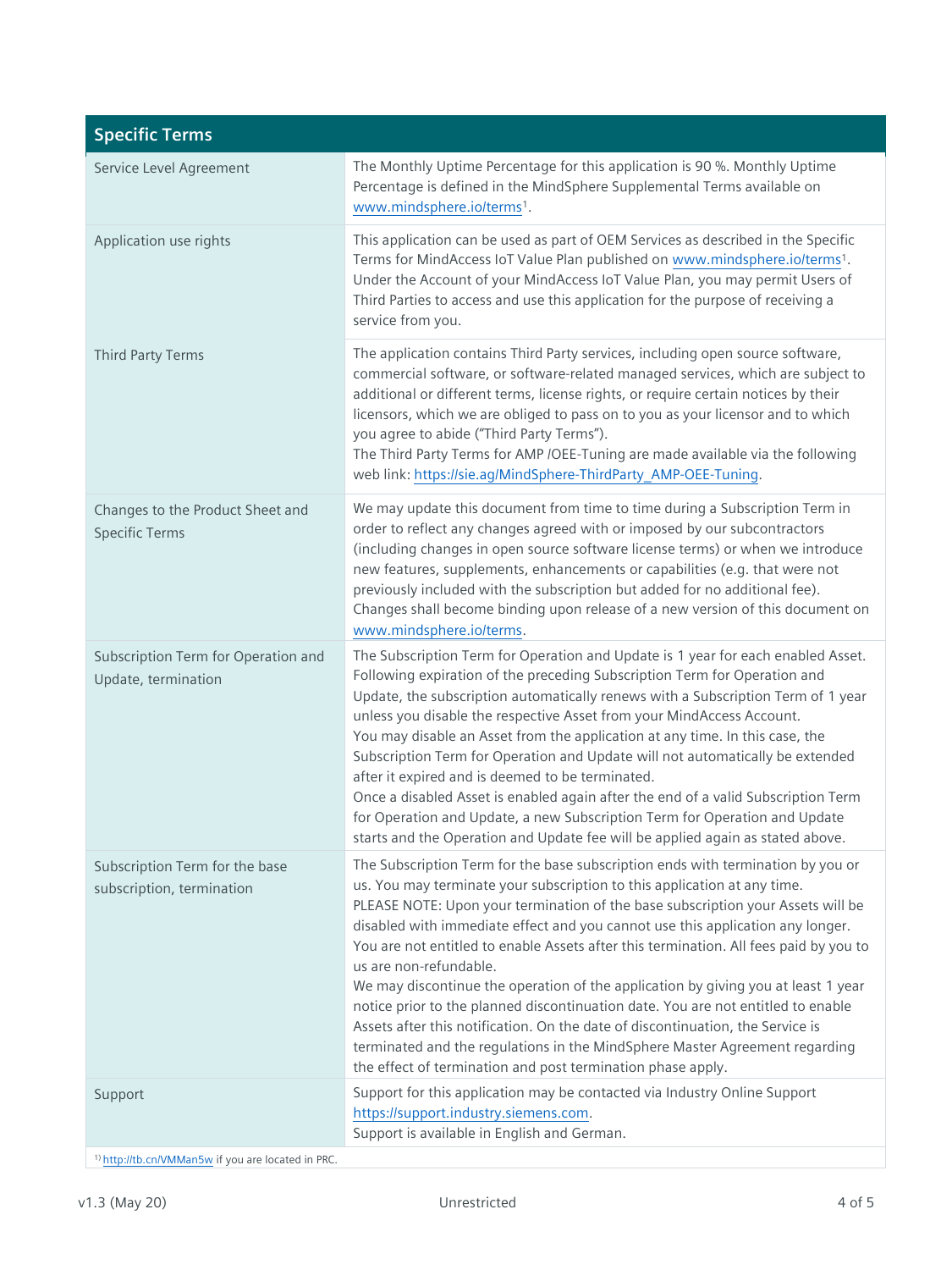| Specific Terms | |
|---|---|
| Service Level Agreement | The Monthly Uptime Percentage for this application is 90 %. Monthly Uptime Percentage is defined in the MindSphere Supplemental Terms available on www.mindsphere.io/terms[1]. |
| Application use rights | This application can be used as part of OEM Services as described in the Specific Terms for MindAccess IoT Value Plan published on www.mindsphere.io/terms[1]. Under the Account of your MindAccess IoT Value Plan, you may permit Users of Third Parties to access and use this application for the purpose of receiving a service from you. |
| Third Party Terms | The application contains Third Party services, including open source software, commercial software, or software-related managed services, which are subject to additional or different terms, license rights, or require certain notices by their licensors, which we are obliged to pass on to you as your licensor and to which you agree to abide ("Third Party Terms").<br>The Third Party Terms for AMP /OEE-Tuning are made available via the following web link: https://sie.ag/MindSphere-ThirdParty_AMP-OEE-Tuning. |
| Changes to the Product Sheet and Specific Terms | We may update this document from time to time during a Subscription Term in order to reflect any changes agreed with or imposed by our subcontractors (including changes in open source software license terms) or when we introduce new features, supplements, enhancements or capabilities (e.g. that were not previously included with the subscription but added for no additional fee). Changes shall become binding upon release of a new version of this document on www.mindsphere.io/terms. |
| Subscription Term for Operation and Update, termination | The Subscription Term for Operation and Update is 1 year for each enabled Asset. Following expiration of the preceding Subscription Term for Operation and Update, the subscription automatically renews with a Subscription Term of 1 year unless you disable the respective Asset from your MindAccess Account.<br>You may disable an Asset from the application at any time. In this case, the Subscription Term for Operation and Update will not automatically be extended after it expired and is deemed to be terminated.<br>Once a disabled Asset is enabled again after the end of a valid Subscription Term for Operation and Update, a new Subscription Term for Operation and Update starts and the Operation and Update fee will be applied again as stated above. |
| Subscription Term for the base subscription, termination | The Subscription Term for the base subscription ends with termination by you or us. You may terminate your subscription to this application at any time.<br>PLEASE NOTE: Upon your termination of the base subscription your Assets will be disabled with immediate effect and you cannot use this application any longer. You are not entitled to enable Assets after this termination. All fees paid by you to us are non-refundable.<br>We may discontinue the operation of the application by giving you at least 1 year notice prior to the planned discontinuation date. You are not entitled to enable Assets after this notification. On the date of discontinuation, the Service is terminated and the regulations in the MindSphere Master Agreement regarding the effect of termination and post termination phase apply. |
| Support | Support for this application may be contacted via Industry Online Support https://support.industry.siemens.com.<br>Support is available in English and German. |

[1] http://tb.cn/VMMan5w if you are located in PRC.

v1.3 (May 20) Unrestricted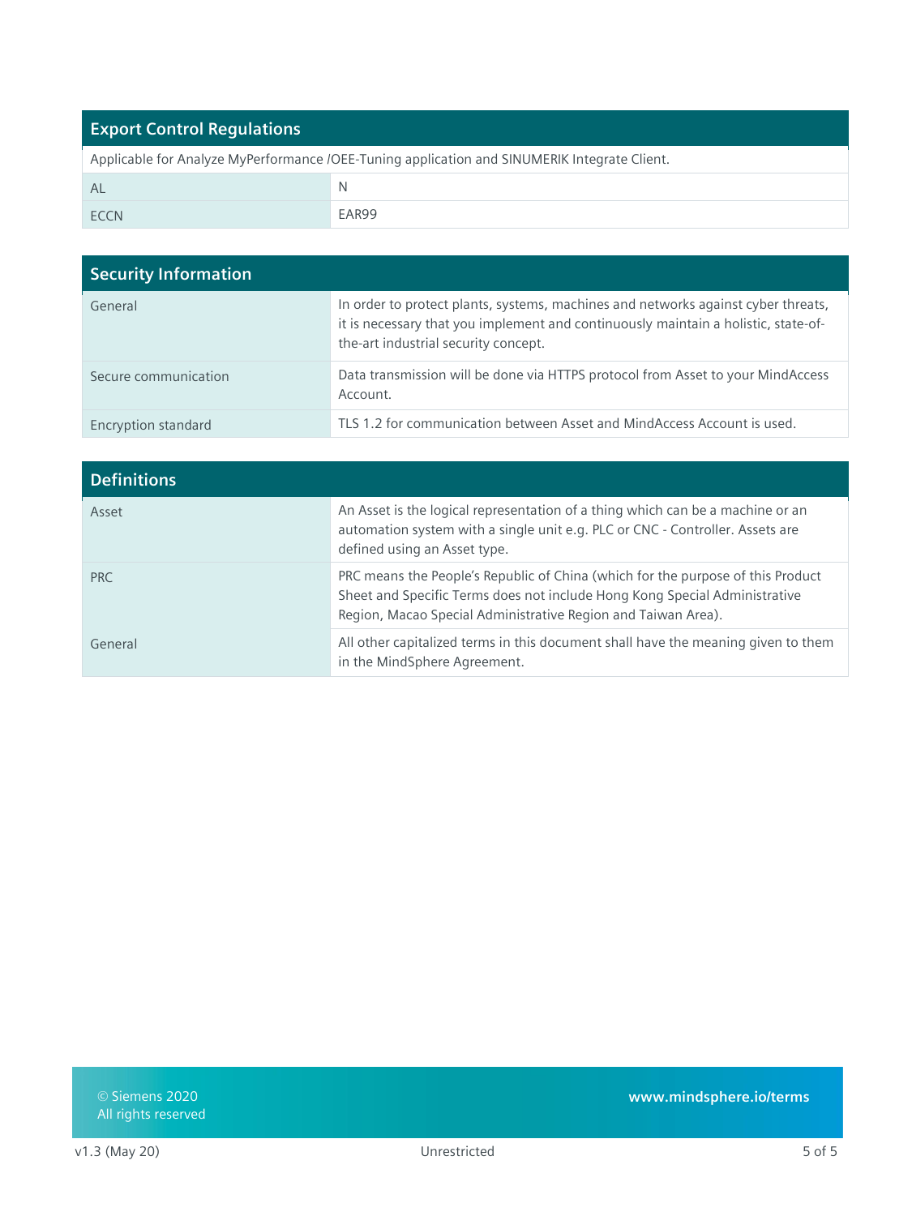## Export Control Regulations

Applicable for Analyze MyPerformance /OEE-Tuning application and SINUMERIK Integrate Client.

| | |
|---|---|
| AL | N |
| ECCN | EAR99 |

## Security Information

| | |
|---|---|
| General | In order to protect plants, systems, machines and networks against cyber threats, it is necessary that you implement and continuously maintain a holistic, state-of-the-art industrial security concept. |
| Secure communication | Data transmission will be done via HTTPS protocol from Asset to your MindAccess Account. |
| Encryption standard | TLS 1.2 for communication between Asset and MindAccess Account is used. |

## Definitions

| | |
|---|---|
| Asset | An Asset is the logical representation of a thing which can be a machine or an automation system with a single unit e.g. PLC or CNC - Controller. Assets are defined using an Asset type. |
| PRC | PRC means the People's Republic of China (which for the purpose of this Product Sheet and Specific Terms does not include Hong Kong Special Administrative Region, Macao Special Administrative Region and Taiwan Area). |
| General | All other capitalized terms in this document shall have the meaning given to them in the MindSphere Agreement. |

© Siemens 2020
All rights reserved

www.mindsphere.io/terms

v1.3 (May 20) Unrestricted